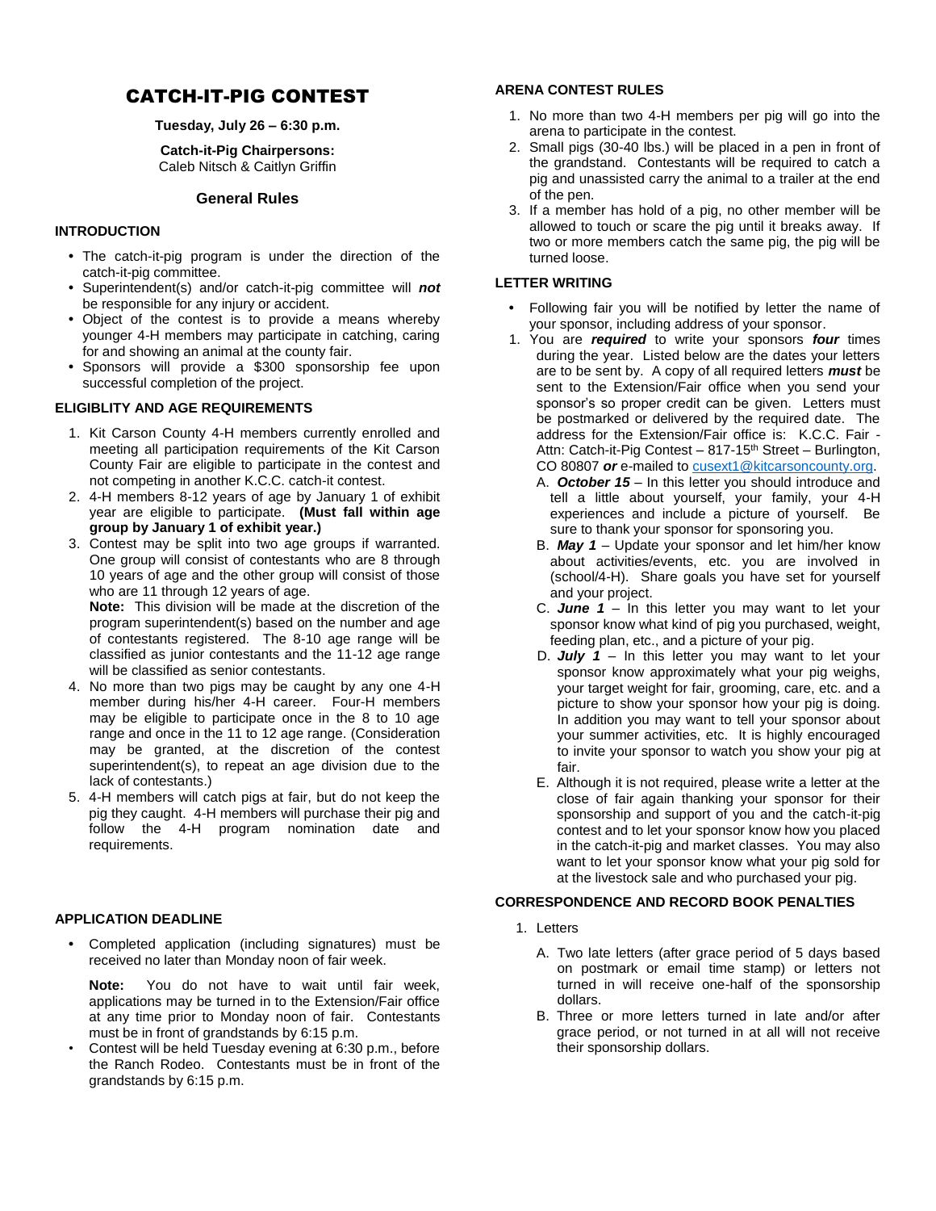# CATCH-IT-PIG CONTEST

**Tuesday, July 26 – 6:30 p.m.**

**Catch-it-Pig Chairpersons:**
Caleb Nitsch & Caitlyn Griffin

## General Rules

### INTRODUCTION

- The catch-it-pig program is under the direction of the catch-it-pig committee.
- Superintendent(s) and/or catch-it-pig committee will ***not*** be responsible for any injury or accident.
- Object of the contest is to provide a means whereby younger 4-H members may participate in catching, caring for and showing an animal at the county fair.
- Sponsors will provide a $300 sponsorship fee upon successful completion of the project.

### ELIGIBLITY AND AGE REQUIREMENTS

1. Kit Carson County 4-H members currently enrolled and meeting all participation requirements of the Kit Carson County Fair are eligible to participate in the contest and not competing in another K.C.C. catch-it contest.
2. 4-H members 8-12 years of age by January 1 of exhibit year are eligible to participate. **(Must fall within age group by January 1 of exhibit year.)**
3. Contest may be split into two age groups if warranted. One group will consist of contestants who are 8 through 10 years of age and the other group will consist of those who are 11 through 12 years of age.
   **Note:** This division will be made at the discretion of the program superintendent(s) based on the number and age of contestants registered. The 8-10 age range will be classified as junior contestants and the 11-12 age range will be classified as senior contestants.
4. No more than two pigs may be caught by any one 4-H member during his/her 4-H career. Four-H members may be eligible to participate once in the 8 to 10 age range and once in the 11 to 12 age range. (Consideration may be granted, at the discretion of the contest superintendent(s), to repeat an age division due to the lack of contestants.)
5. 4-H members will catch pigs at fair, but do not keep the pig they caught. 4-H members will purchase their pig and follow the 4-H program nomination date and requirements.

### APPLICATION DEADLINE

- Completed application (including signatures) must be received no later than Monday noon of fair week.

  **Note:** You do not have to wait until fair week, applications may be turned in to the Extension/Fair office at any time prior to Monday noon of fair. Contestants must be in front of grandstands by 6:15 p.m.
- Contest will be held Tuesday evening at 6:30 p.m., before the Ranch Rodeo. Contestants must be in front of the grandstands by 6:15 p.m.

### ARENA CONTEST RULES

1. No more than two 4-H members per pig will go into the arena to participate in the contest.
2. Small pigs (30-40 lbs.) will be placed in a pen in front of the grandstand. Contestants will be required to catch a pig and unassisted carry the animal to a trailer at the end of the pen.
3. If a member has hold of a pig, no other member will be allowed to touch or scare the pig until it breaks away. If two or more members catch the same pig, the pig will be turned loose.

### LETTER WRITING

- Following fair you will be notified by letter the name of your sponsor, including address of your sponsor.

1. You are ***required*** to write your sponsors ***four*** times during the year. Listed below are the dates your letters are to be sent by. A copy of all required letters ***must*** be sent to the Extension/Fair office when you send your sponsor's so proper credit can be given. Letters must be postmarked or delivered by the required date. The address for the Extension/Fair office is: K.C.C. Fair - Attn: Catch-it-Pig Contest – 817-15th Street – Burlington, CO 80807 ***or*** e-mailed to cusext1@kitcarsoncounty.org.
   A. ***October 15*** – In this letter you should introduce and tell a little about yourself, your family, your 4-H experiences and include a picture of yourself. Be sure to thank your sponsor for sponsoring you.
   B. ***May 1*** – Update your sponsor and let him/her know about activities/events, etc. you are involved in (school/4-H). Share goals you have set for yourself and your project.
   C. ***June 1*** – In this letter you may want to let your sponsor know what kind of pig you purchased, weight, feeding plan, etc., and a picture of your pig.
   D. ***July 1*** – In this letter you may want to let your sponsor know approximately what your pig weighs, your target weight for fair, grooming, care, etc. and a picture to show your sponsor how your pig is doing. In addition you may want to tell your sponsor about your summer activities, etc. It is highly encouraged to invite your sponsor to watch you show your pig at fair.
   E. Although it is not required, please write a letter at the close of fair again thanking your sponsor for their sponsorship and support of you and the catch-it-pig contest and to let your sponsor know how you placed in the catch-it-pig and market classes. You may also want to let your sponsor know what your pig sold for at the livestock sale and who purchased your pig.

### CORRESPONDENCE AND RECORD BOOK PENALTIES

1. Letters
   A. Two late letters (after grace period of 5 days based on postmark or email time stamp) or letters not turned in will receive one-half of the sponsorship dollars.
   B. Three or more letters turned in late and/or after grace period, or not turned in at all will not receive their sponsorship dollars.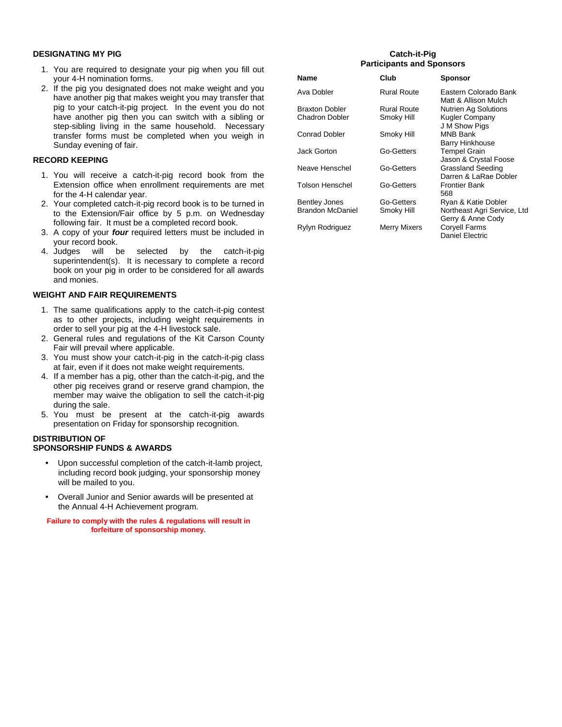## DESIGNATING MY PIG

1. You are required to designate your pig when you fill out your 4-H nomination forms.
2. If the pig you designated does not make weight and you have another pig that makes weight you may transfer that pig to your catch-it-pig project. In the event you do not have another pig then you can switch with a sibling or step-sibling living in the same household. Necessary transfer forms must be completed when you weigh in Sunday evening of fair.

## RECORD KEEPING

1. You will receive a catch-it-pig record book from the Extension office when enrollment requirements are met for the 4-H calendar year.
2. Your completed catch-it-pig record book is to be turned in to the Extension/Fair office by 5 p.m. on Wednesday following fair. It must be a completed record book.
3. A copy of your ***four*** required letters must be included in your record book.
4. Judges will be selected by the catch-it-pig superintendent(s). It is necessary to complete a record book on your pig in order to be considered for all awards and monies.

## WEIGHT AND FAIR REQUIREMENTS

1. The same qualifications apply to the catch-it-pig contest as to other projects, including weight requirements in order to sell your pig at the 4-H livestock sale.
2. General rules and regulations of the Kit Carson County Fair will prevail where applicable.
3. You must show your catch-it-pig in the catch-it-pig class at fair, even if it does not make weight requirements.
4. If a member has a pig, other than the catch-it-pig, and the other pig receives grand or reserve grand champion, the member may waive the obligation to sell the catch-it-pig during the sale.
5. You must be present at the catch-it-pig awards presentation on Friday for sponsorship recognition.

## DISTRIBUTION OF SPONSORSHIP FUNDS & AWARDS

- Upon successful completion of the catch-it-lamb project, including record book judging, your sponsorship money will be mailed to you.
- Overall Junior and Senior awards will be presented at the Annual 4-H Achievement program.

**Failure to comply with the rules & regulations will result in forfeiture of sponsorship money.**

## Catch-it-Pig Participants and Sponsors

| Name | Club | Sponsor |
|---|---|---|
| Ava Dobler | Rural Route | Eastern Colorado Bank<br>Matt & Allison Mulch |
| Braxton Dobler | Rural Route | Nutrien Ag Solutions |
| Chadron Dobler | Smoky Hill | Kugler Company<br>J M Show Pigs |
| Conrad Dobler | Smoky Hill | MNB Bank<br>Barry Hinkhouse |
| Jack Gorton | Go-Getters | Tempel Grain<br>Jason & Crystal Foose |
| Neave Henschel | Go-Getters | Grassland Seeding<br>Darren & LaRae Dobler |
| Tolson Henschel | Go-Getters | Frontier Bank<br>568 |
| Bentley Jones | Go-Getters | Ryan & Katie Dobler |
| Brandon McDaniel | Smoky Hill | Northeast Agri Service, Ltd<br>Gerry & Anne Cody |
| Rylyn Rodriguez | Merry Mixers | Coryell Farms<br>Daniel Electric |